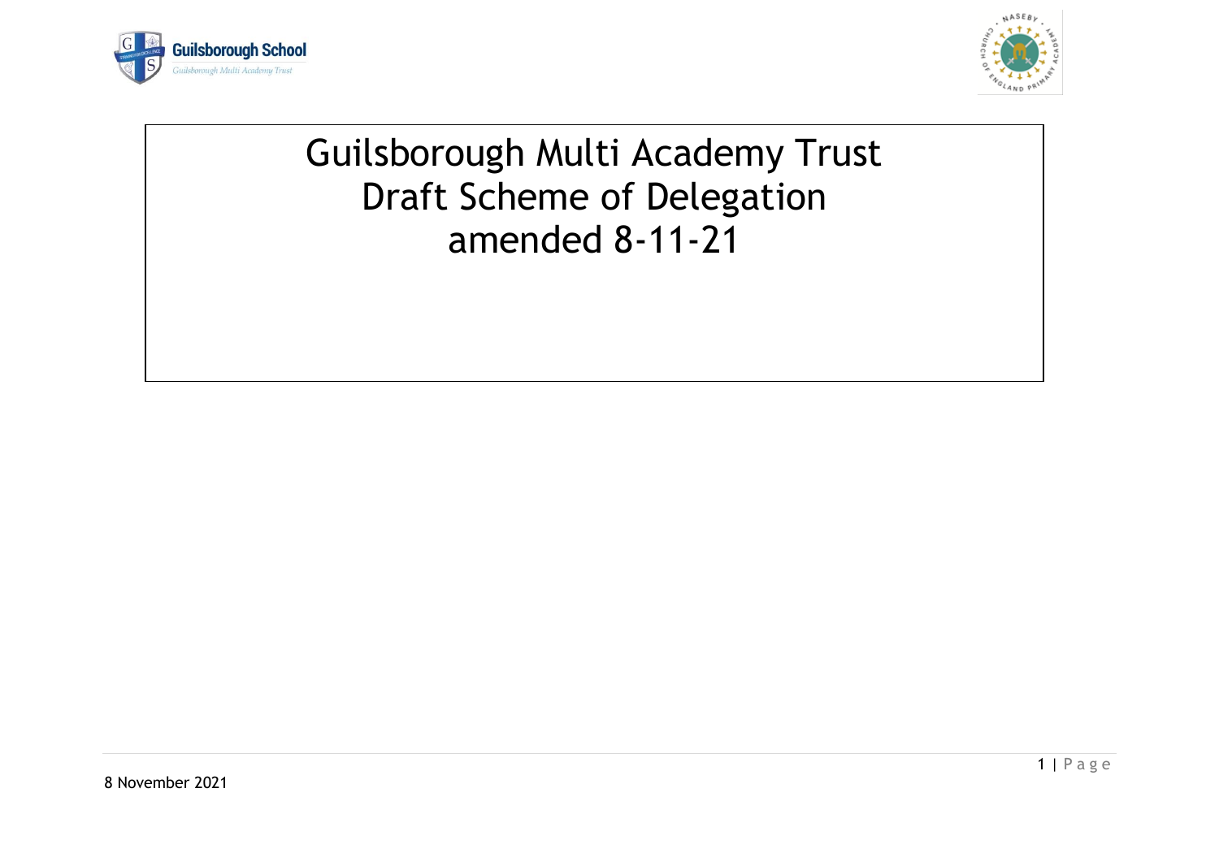# Guilsborough Multi Academy Trust
# Draft Scheme of Delegation
# amended 8-11-21

8 November 2021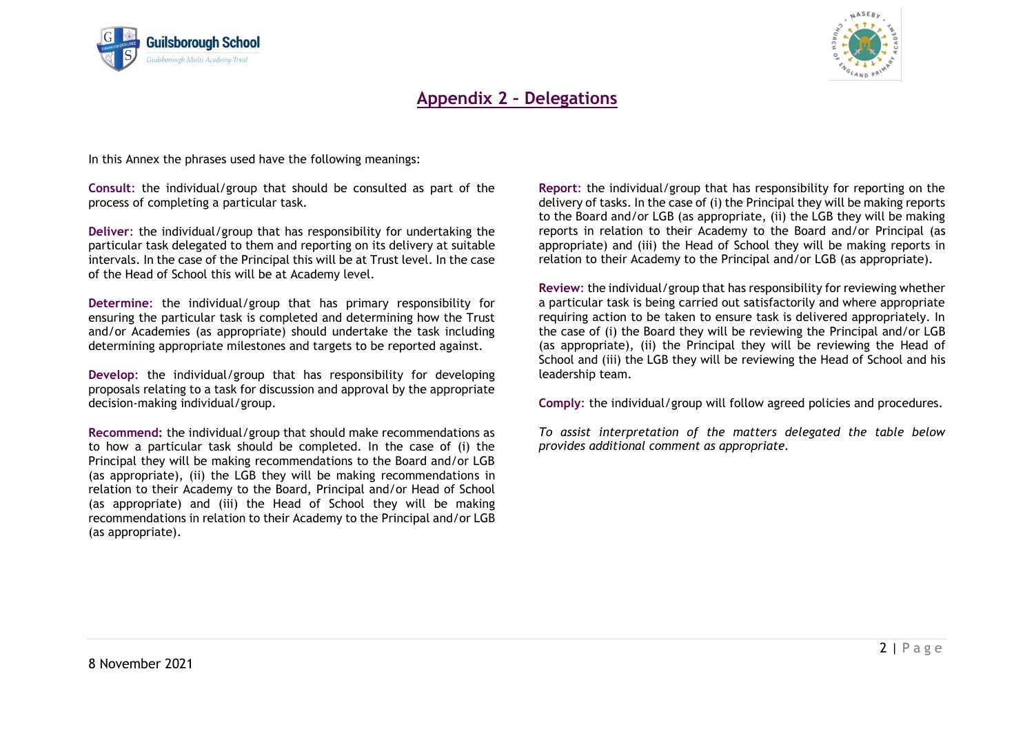## Appendix 2 – Delegations

In this Annex the phrases used have the following meanings:

**Consult:** the individual/group that should be consulted as part of the process of completing a particular task.

**Deliver**: the individual/group that has responsibility for undertaking the particular task delegated to them and reporting on its delivery at suitable intervals. In the case of the Principal this will be at Trust level. In the case of the Head of School this will be at Academy level.

**Determine**: the individual/group that has primary responsibility for ensuring the particular task is completed and determining how the Trust and/or Academies (as appropriate) should undertake the task including determining appropriate milestones and targets to be reported against.

**Develop**: the individual/group that has responsibility for developing proposals relating to a task for discussion and approval by the appropriate decision-making individual/group.

**Recommend:** the individual/group that should make recommendations as to how a particular task should be completed. In the case of (i) the Principal they will be making recommendations to the Board and/or LGB (as appropriate), (ii) the LGB they will be making recommendations in relation to their Academy to the Board, Principal and/or Head of School (as appropriate) and (iii) the Head of School they will be making recommendations in relation to their Academy to the Principal and/or LGB (as appropriate).

**Report**: the individual/group that has responsibility for reporting on the delivery of tasks. In the case of (i) the Principal they will be making reports to the Board and/or LGB (as appropriate, (ii) the LGB they will be making reports in relation to their Academy to the Board and/or Principal (as appropriate) and (iii) the Head of School they will be making reports in relation to their Academy to the Principal and/or LGB (as appropriate).

**Review**: the individual/group that has responsibility for reviewing whether a particular task is being carried out satisfactorily and where appropriate requiring action to be taken to ensure task is delivered appropriately. In the case of (i) the Board they will be reviewing the Principal and/or LGB (as appropriate), (ii) the Principal they will be reviewing the Head of School and (iii) the LGB they will be reviewing the Head of School and his leadership team.

**Comply**: the individual/group will follow agreed policies and procedures.

*To assist interpretation of the matters delegated the table below provides additional comment as appropriate.*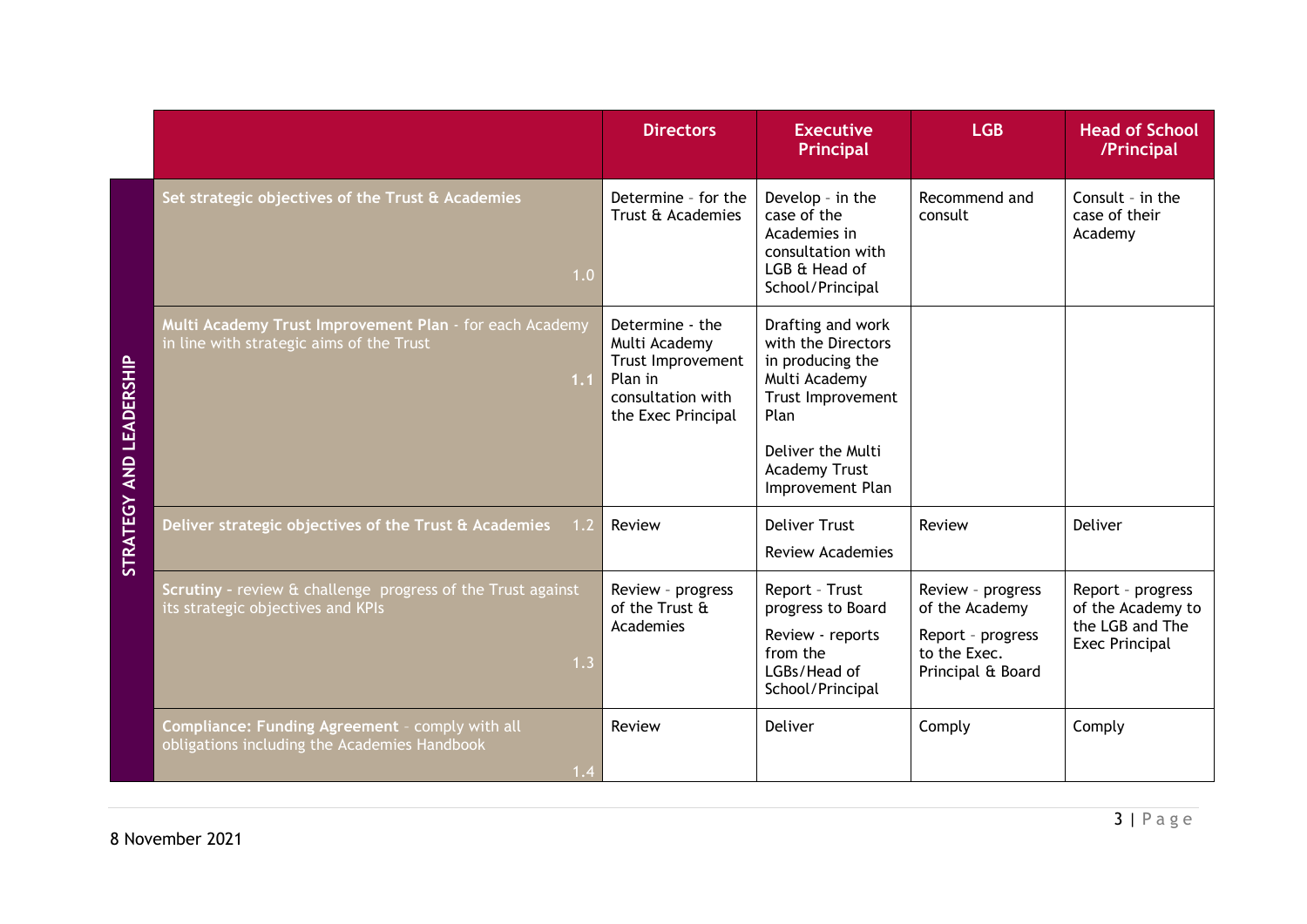| | | Directors | Executive Principal | LGB | Head of School /Principal |
|---|---|---|---|---|---|
| STRATEGY AND LEADERSHIP | **Set strategic objectives of the Trust & Academies** 1.0 | Determine - for the Trust & Academies | Develop - in the case of the Academies in consultation with LGB & Head of School/Principal | Recommend and consult | Consult - in the case of their Academy |
| | **Multi Academy Trust Improvement Plan** - for each Academy in line with strategic aims of the Trust 1.1 | Determine - the Multi Academy Trust Improvement Plan in consultation with the Exec Principal | Drafting and work with the Directors in producing the Multi Academy Trust Improvement Plan<br><br>Deliver the Multi Academy Trust Improvement Plan | | |
| | **Deliver strategic objectives of the Trust & Academies** 1.2 | Review | Deliver Trust<br><br>Review Academies | Review | Deliver |
| | **Scrutiny** - review & challenge progress of the Trust against its strategic objectives and KPIs 1.3 | Review - progress of the Trust & Academies | Report - Trust progress to Board<br><br>Review - reports from the LGBs/Head of School/Principal | Review - progress of the Academy<br><br>Report - progress to the Exec. Principal & Board | Report - progress of the Academy to the LGB and The Exec Principal |
| | **Compliance: Funding Agreement** - comply with all obligations including the Academies Handbook 1.4 | Review | Deliver | Comply | Comply |

8 November 2021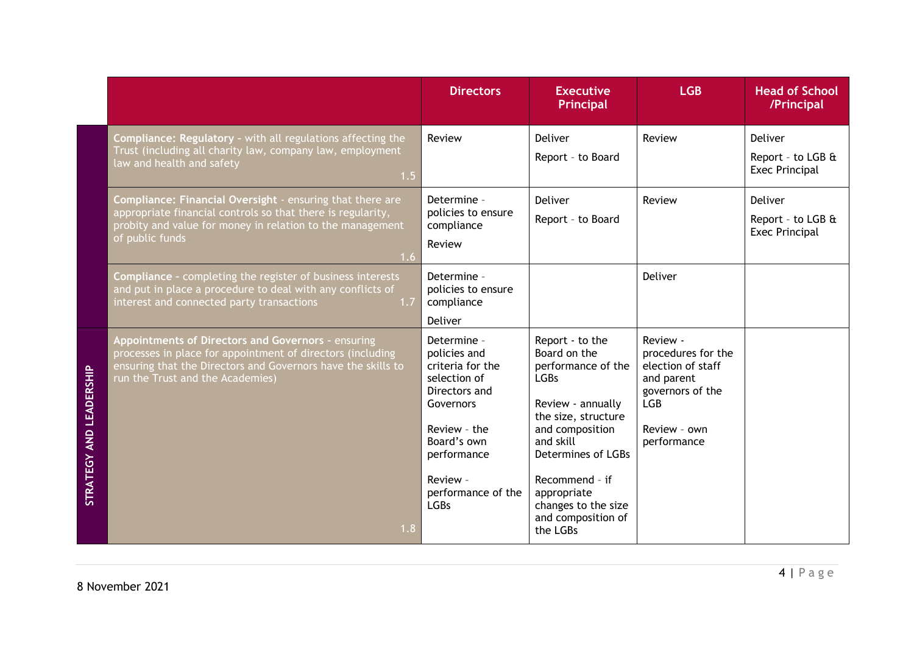| | | Directors | Executive Principal | LGB | Head of School /Principal |
|---|---|---|---|---|---|
| | **Compliance: Regulatory** - with all regulations affecting the Trust (including all charity law, company law, employment law and health and safety 1.5 | Review | Deliver<br>Report - to Board | Review | Deliver<br>Report - to LGB & Exec Principal |
| | **Compliance: Financial Oversight** - ensuring that there are appropriate financial controls so that there is regularity, probity and value for money in relation to the management of public funds 1.6 | Determine - policies to ensure compliance<br>Review | Deliver<br>Report - to Board | Review | Deliver<br>Report - to LGB & Exec Principal |
| | **Compliance** - completing the register of business interests and put in place a procedure to deal with any conflicts of interest and connected party transactions 1.7 | Determine - policies to ensure compliance<br>Deliver | | Deliver | |
| STRATEGY AND LEADERSHIP | **Appointments of Directors and Governors** - ensuring processes in place for appointment of directors (including ensuring that the Directors and Governors have the skills to run the Trust and the Academies) 1.8 | Determine - policies and criteria for the selection of Directors and Governors<br>Review - the Board's own performance<br>Review - performance of the LGBs | Report - to the Board on the performance of the LGBs<br>Review - annually the size, structure and composition and skill Determines of LGBs<br>Recommend - if appropriate changes to the size and composition of the LGBs | Review - procedures for the election of staff and parent governors of the LGB<br>Review - own performance | |

8 November 2021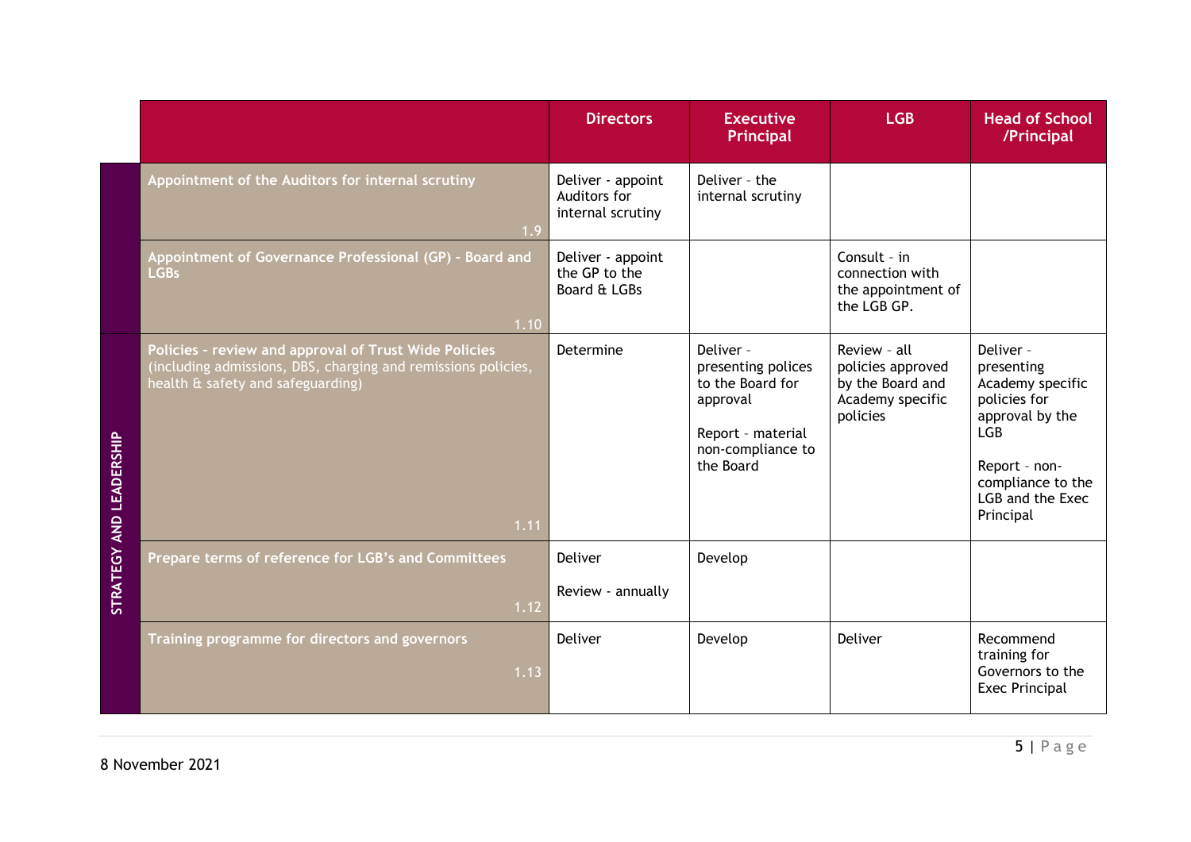| | | Directors | Executive Principal | LGB | Head of School /Principal |
|---|---|---|---|---|---|
| | **Appointment of the Auditors for internal scrutiny** 1.9 | Deliver - appoint Auditors for internal scrutiny | Deliver – the internal scrutiny | | |
| | **Appointment of Governance Professional (GP) - Board and LGBs** 1.10 | Deliver - appoint the GP to the Board & LGBs | | Consult – in connection with the appointment of the LGB GP. | |
| STRATEGY AND LEADERSHIP | **Policies - review and approval of Trust Wide Policies** (including admissions, DBS, charging and remissions policies, health & safety and safeguarding) 1.11 | Determine | Deliver – presenting polices to the Board for approval<br><br>Report – material non-compliance to the Board | Review – all policies approved by the Board and Academy specific policies | Deliver – presenting Academy specific policies for approval by the LGB<br><br>Report – non-compliance to the LGB and the Exec Principal |
| STRATEGY AND LEADERSHIP | **Prepare terms of reference for LGB's and Committees** 1.12 | Deliver<br><br>Review - annually | Develop | | |
| STRATEGY AND LEADERSHIP | **Training programme for directors and governors** 1.13 | Deliver | Develop | Deliver | Recommend training for Governors to the Exec Principal |

8 November 2021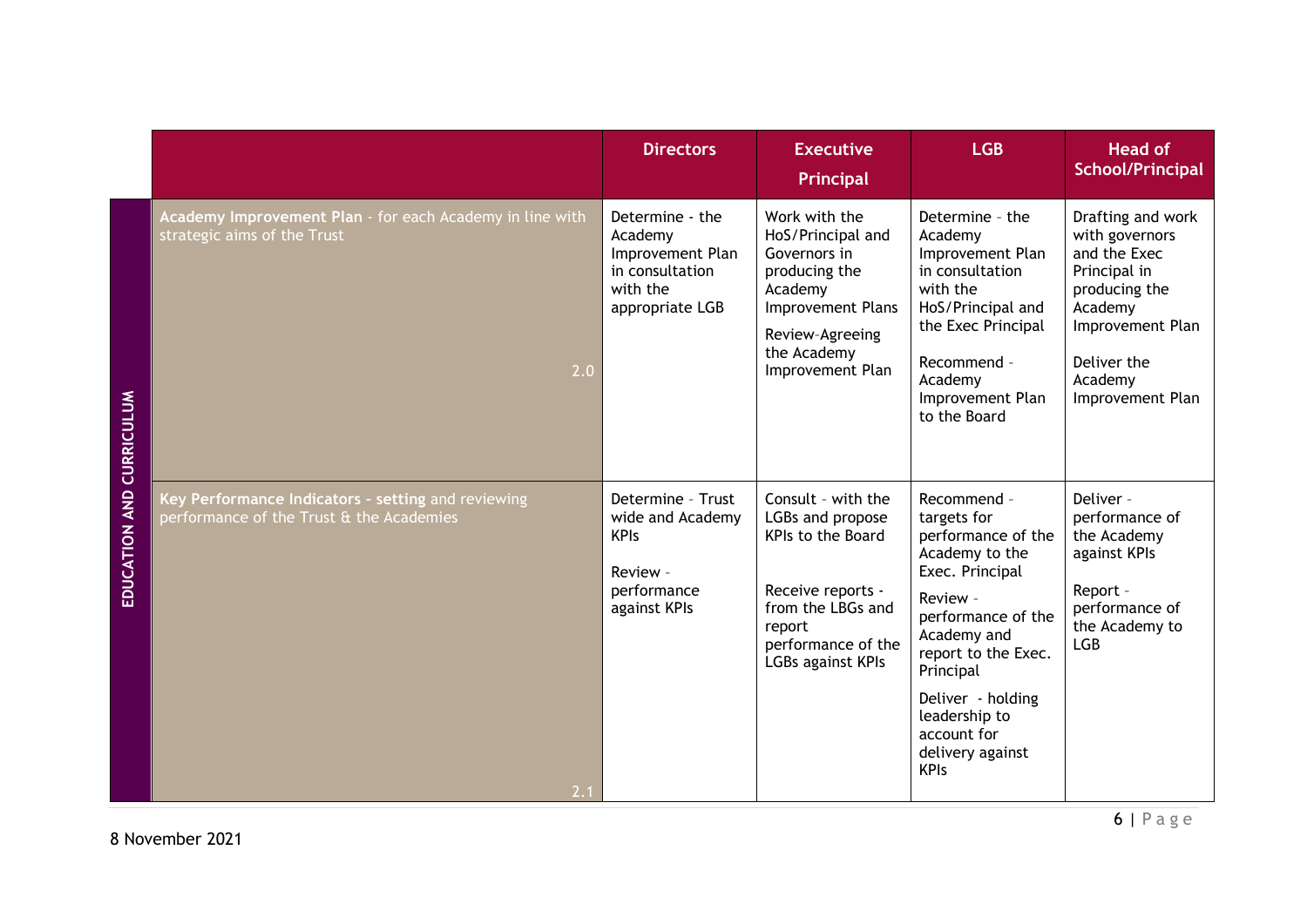| EDUCATION AND CURRICULUM | | Directors | Executive Principal | LGB | Head of School/Principal |
|---|---|---|---|---|---|
| | **Academy Improvement Plan** - for each Academy in line with strategic aims of the Trust 2.0 | Determine - the Academy Improvement Plan in consultation with the appropriate LGB | Work with the HoS/Principal and Governors in producing the Academy Improvement Plans<br><br>Review–Agreeing the Academy Improvement Plan | Determine - the Academy Improvement Plan in consultation with the HoS/Principal and the Exec Principal<br><br>Recommend - Academy Improvement Plan to the Board | Drafting and work with governors and the Exec Principal in producing the Academy Improvement Plan<br><br>Deliver the Academy Improvement Plan |
| | **Key Performance Indicators - setting** and reviewing performance of the Trust & the Academies 2.1 | Determine - Trust wide and Academy KPIs<br><br>Review - performance against KPIs | Consult - with the LGBs and propose KPIs to the Board<br><br>Receive reports - from the LBGs and report performance of the LGBs against KPIs | Recommend - targets for performance of the Academy to the Exec. Principal<br><br>Review - performance of the Academy and report to the Exec. Principal<br><br>Deliver - holding leadership to account for delivery against KPIs | Deliver - performance of the Academy against KPIs<br><br>Report - performance of the Academy to LGB |

8 November 2021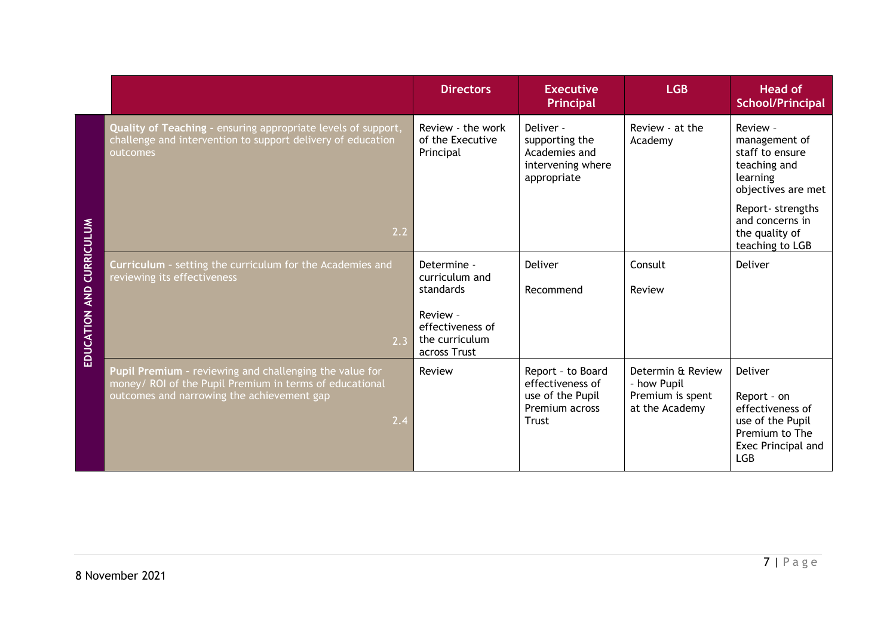| | | Directors | Executive Principal | LGB | Head of School/Principal |
|---|---|---|---|---|---|
| EDUCATION AND CURRICULUM | **Quality of Teaching -** ensuring appropriate levels of support, challenge and intervention to support delivery of education outcomes 2.2 | Review - the work of the Executive Principal | Deliver - supporting the Academies and intervening where appropriate | Review - at the Academy | Review - management of staff to ensure teaching and learning objectives are met<br><br>Report- strengths and concerns in the quality of teaching to LGB |
| | **Curriculum** - setting the curriculum for the Academies and reviewing its effectiveness 2.3 | Determine - curriculum and standards<br><br>Review - effectiveness of the curriculum across Trust | Deliver<br><br>Recommend | Consult<br><br>Review | Deliver |
| | **Pupil Premium** - reviewing and challenging the value for money/ ROI of the Pupil Premium in terms of educational outcomes and narrowing the achievement gap 2.4 | Review | Report - to Board effectiveness of use of the Pupil Premium across Trust | Determin & Review - how Pupil Premium is spent at the Academy | Deliver<br><br>Report - on effectiveness of use of the Pupil Premium to The Exec Principal and LGB |

8 November 2021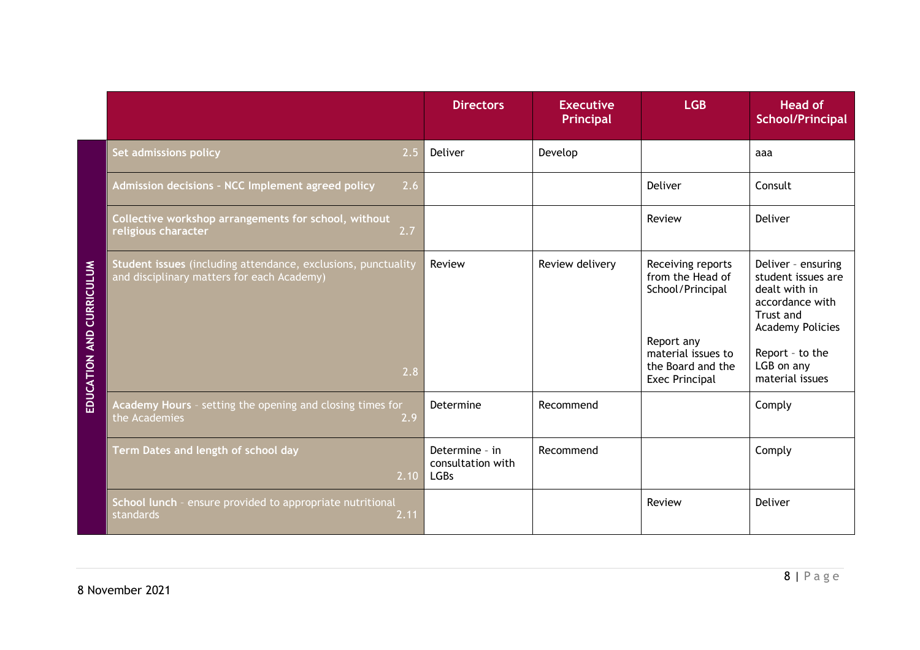| EDUCATION AND CURRICULUM | | Directors | Executive Principal | LGB | Head of School/Principal |
|---|---|---|---|---|---|
| | **Set admissions policy** 2.5 | Deliver | Develop | | aaa |
| | **Admission decisions – NCC Implement agreed policy** 2.6 | | | Deliver | Consult |
| | **Collective workshop arrangements for school, without religious character** 2.7 | | | Review | Deliver |
| | **Student issues** (including attendance, exclusions, punctuality and disciplinary matters for each Academy) 2.8 | Review | Review delivery | Receiving reports from the Head of School/Principal<br><br>Report any material issues to the Board and the Exec Principal | Deliver - ensuring student issues are dealt with in accordance with Trust and Academy Policies<br><br>Report - to the LGB on any material issues |
| | **Academy Hours** - setting the opening and closing times for the Academies 2.9 | Determine | Recommend | | Comply |
| | **Term Dates and length of school day** 2.10 | Determine - in consultation with LGBs | Recommend | | Comply |
| | **School lunch** - ensure provided to appropriate nutritional standards 2.11 | | | Review | Deliver |

8 November 2021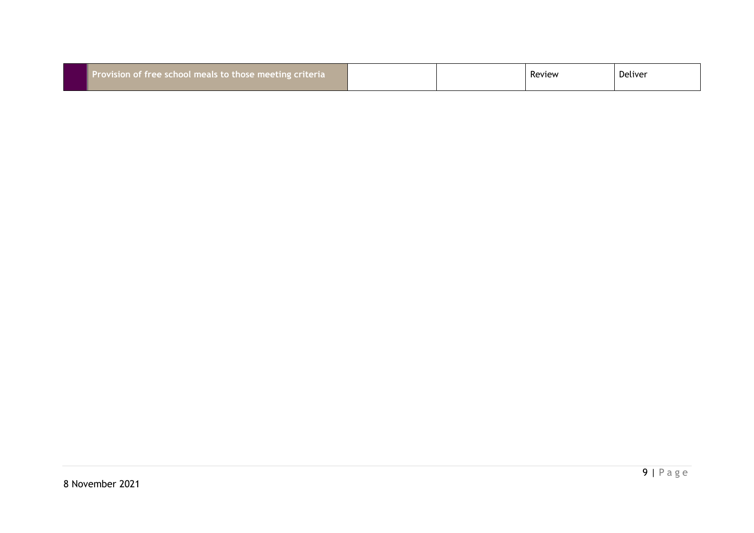|  | Provision of free school meals to those meeting criteria |  |  | Review | Deliver |
|---|---|---|---|---|---|

8 November 2021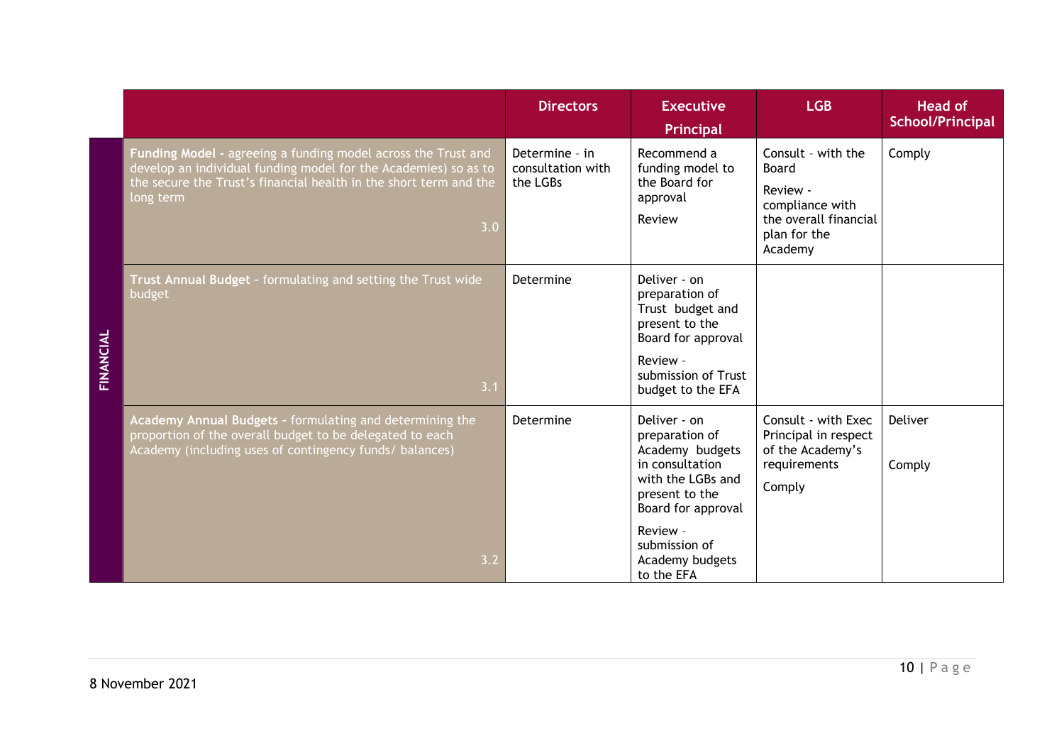| | | Directors | Executive Principal | LGB | Head of School/Principal |
|---|---|---|---|---|---|
| FINANCIAL | **Funding Model -** agreeing a funding model across the Trust and develop an individual funding model for the Academies) so as to the secure the Trust's financial health in the short term and the long term 3.0 | Determine - in consultation with the LGBs | Recommend a funding model to the Board for approval<br><br>Review | Consult - with the Board<br><br>Review - compliance with the overall financial plan for the Academy | Comply |
| | **Trust Annual Budget -** formulating and setting the Trust wide budget 3.1 | Determine | Deliver - on preparation of Trust budget and present to the Board for approval<br><br>Review - submission of Trust budget to the EFA | | |
| | **Academy Annual Budgets -** formulating and determining the proportion of the overall budget to be delegated to each Academy (including uses of contingency funds/ balances) 3.2 | Determine | Deliver - on preparation of Academy budgets in consultation with the LGBs and present to the Board for approval<br><br>Review - submission of Academy budgets to the EFA | Consult - with Exec Principal in respect of the Academy's requirements<br><br>Comply | Deliver<br><br>Comply |

8 November 2021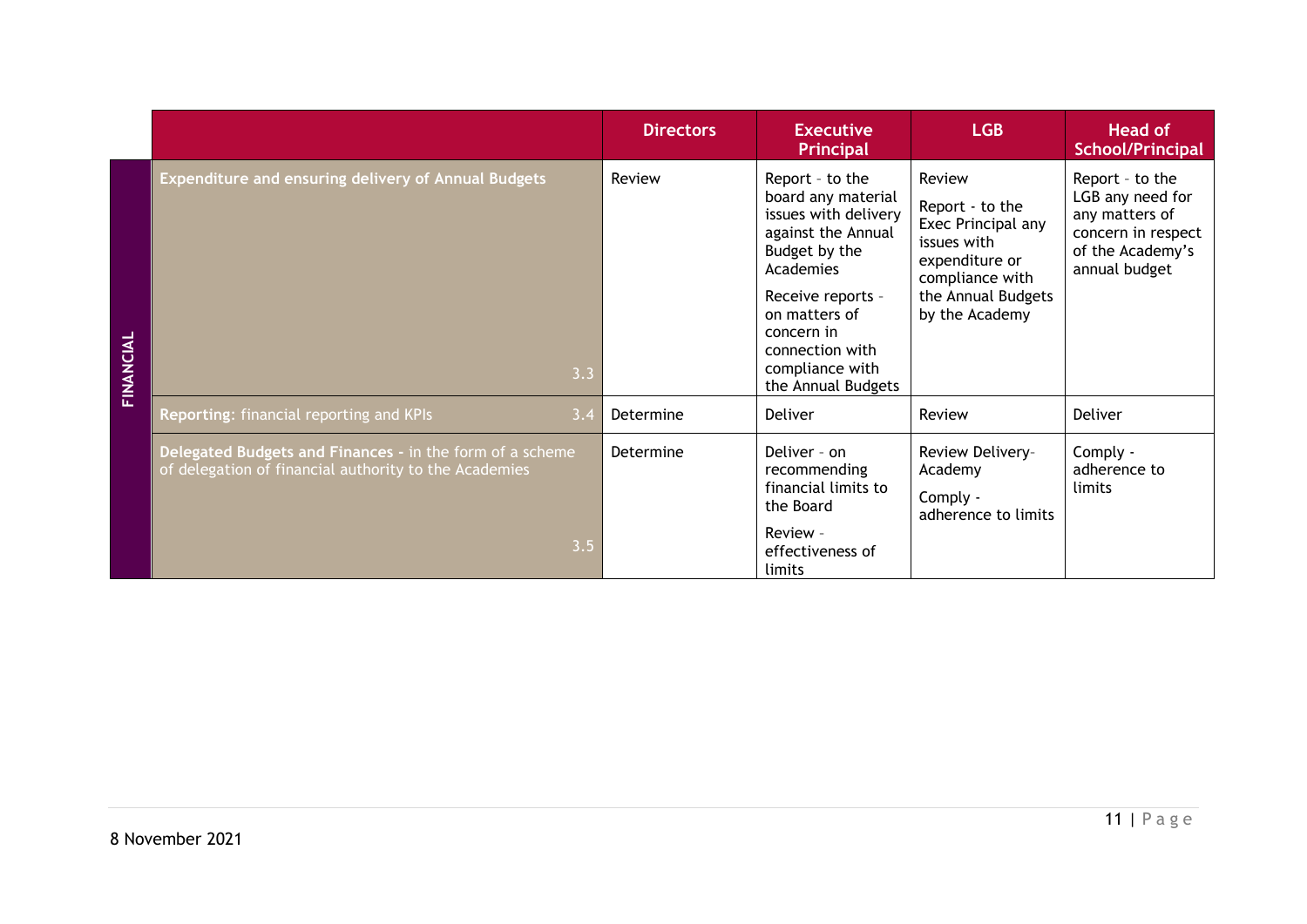| | | Directors | Executive Principal | LGB | Head of School/Principal |
|---|---|---|---|---|---|
| FINANCIAL | **Expenditure and ensuring delivery of Annual Budgets** 3.3 | Review | Report - to the board any material issues with delivery against the Annual Budget by the Academies<br><br>Receive reports - on matters of concern in connection with compliance with the Annual Budgets | Review<br><br>Report - to the Exec Principal any issues with expenditure or compliance with the Annual Budgets by the Academy | Report - to the LGB any need for any matters of concern in respect of the Academy's annual budget |
| | **Reporting**: financial reporting and KPIs 3.4 | Determine | Deliver | Review | Deliver |
| | **Delegated Budgets and Finances** - in the form of a scheme of delegation of financial authority to the Academies 3.5 | Determine | Deliver - on recommending financial limits to the Board<br><br>Review - effectiveness of limits | Review Delivery-Academy<br><br>Comply - adherence to limits | Comply - adherence to limits |

8 November 2021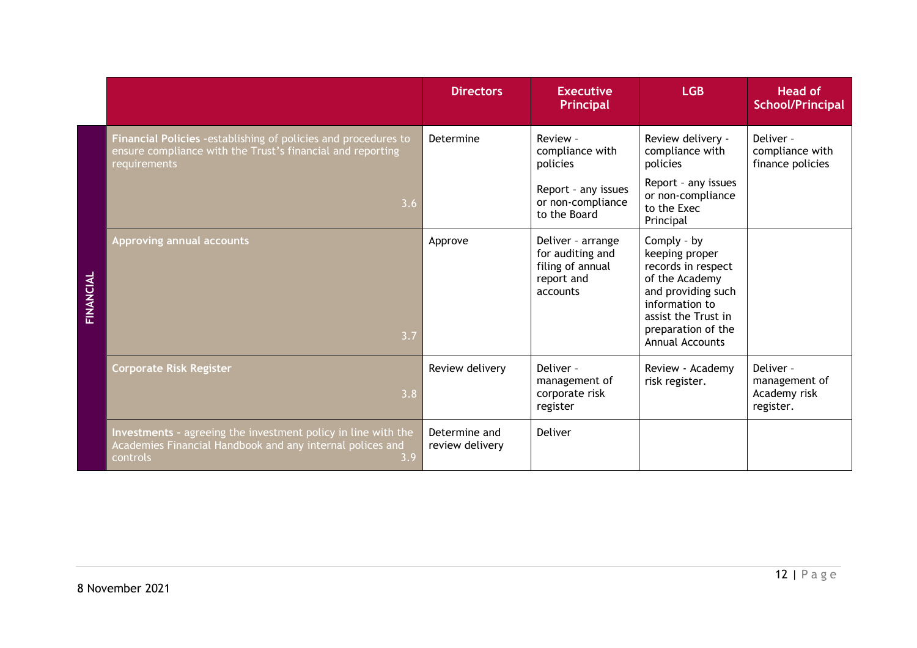| | | Directors | Executive Principal | LGB | Head of School/Principal |
|---|---|---|---|---|---|
| FINANCIAL | **Financial Policies** -establishing of policies and procedures to ensure compliance with the Trust's financial and reporting requirements 3.6 | Determine | Review - compliance with policies<br><br>Report - any issues or non-compliance to the Board | Review delivery - compliance with policies<br><br>Report - any issues or non-compliance to the Exec Principal | Deliver - compliance with finance policies |
| | **Approving annual accounts** 3.7 | Approve | Deliver - arrange for auditing and filing of annual report and accounts | Comply - by keeping proper records in respect of the Academy and providing such information to assist the Trust in preparation of the Annual Accounts | |
| | **Corporate Risk Register** 3.8 | Review delivery | Deliver - management of corporate risk register | Review - Academy risk register. | Deliver - management of Academy risk register. |
| | **Investments** - agreeing the investment policy in line with the Academies Financial Handbook and any internal polices and controls 3.9 | Determine and review delivery | Deliver | | |

8 November 2021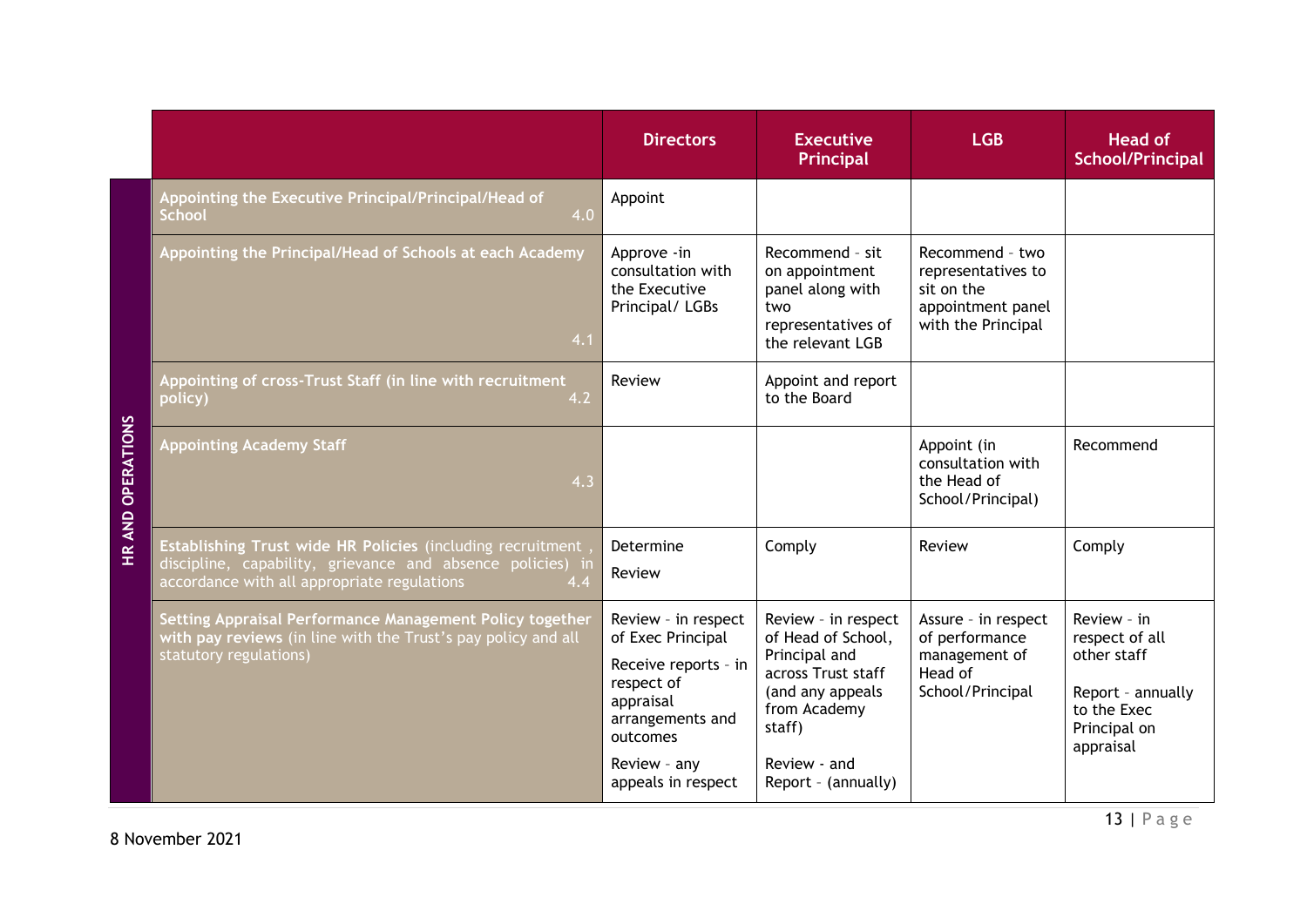| HR AND OPERATIONS | | Directors | Executive Principal | LGB | Head of School/Principal |
|---|---|---|---|---|---|
| | **Appointing the Executive Principal/Principal/Head of School** 4.0 | Appoint | | | |
| | **Appointing the Principal/Head of Schools at each Academy** 4.1 | Approve -in consultation with the Executive Principal/ LGBs | Recommend - sit on appointment panel along with two representatives of the relevant LGB | Recommend - two representatives to sit on the appointment panel with the Principal | |
| | **Appointing of cross-Trust Staff (in line with recruitment policy)** 4.2 | Review | Appoint and report to the Board | | |
| | **Appointing Academy Staff** 4.3 | | | Appoint (in consultation with the Head of School/Principal) | Recommend |
| | **Establishing Trust wide HR Policies** (including recruitment, discipline, capability, grievance and absence policies) in accordance with all appropriate regulations 4.4 | Determine<br>Review | Comply | Review | Comply |
| | **Setting Appraisal Performance Management Policy together with pay reviews** (in line with the Trust's pay policy and all statutory regulations) | Review - in respect of Exec Principal<br>Receive reports - in respect of appraisal arrangements and outcomes<br>Review - any appeals in respect | Review - in respect of Head of School, Principal and across Trust staff (and any appeals from Academy staff)<br>Review - and Report - (annually) | Assure - in respect of performance management of Head of School/Principal | Review - in respect of all other staff<br>Report - annually to the Exec Principal on appraisal |

8 November 2021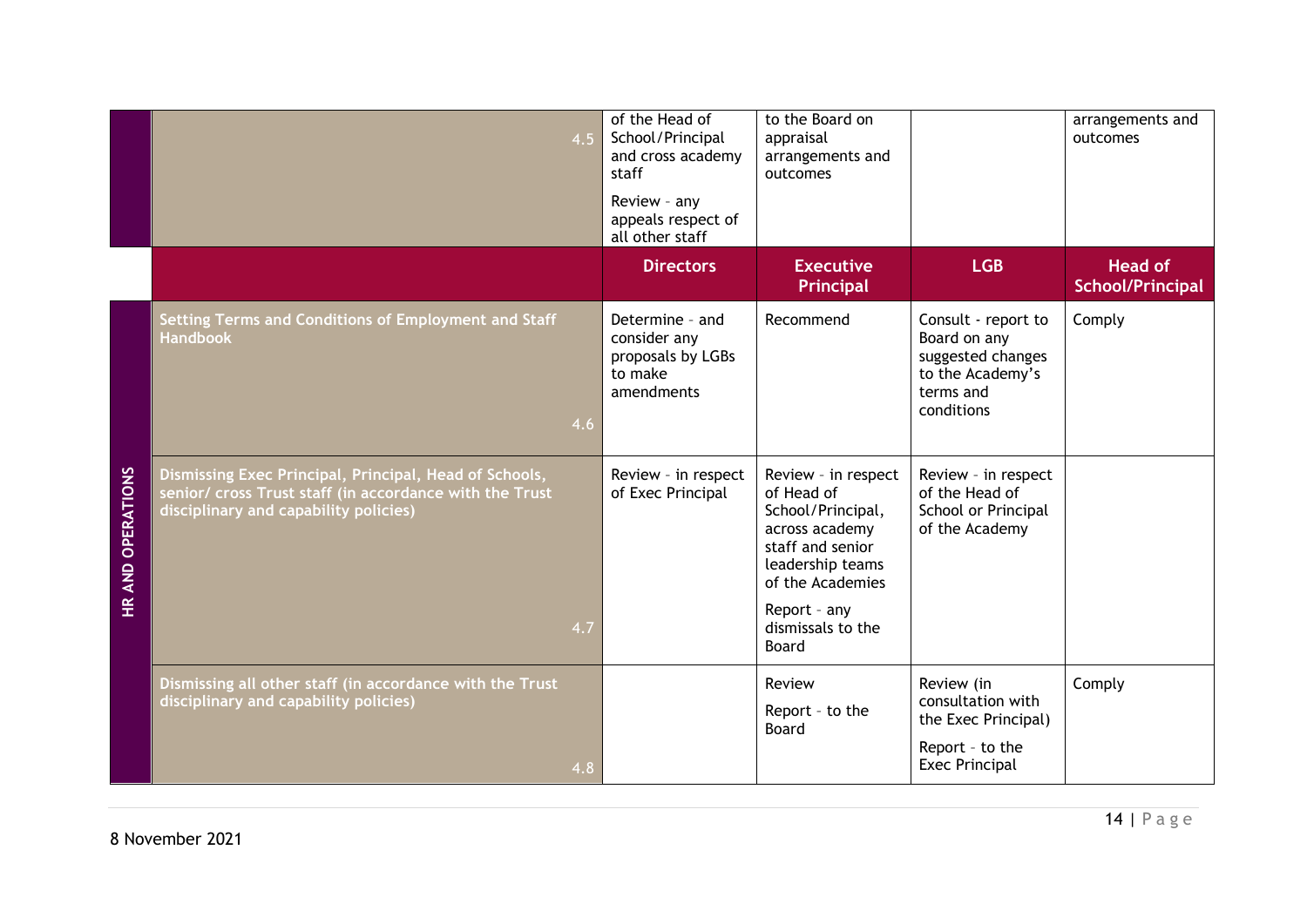| | | Directors | Executive Principal | LGB | Head of School/Principal |
|---|---|---|---|---|---|
| | 4.5 | of the Head of School/Principal and cross academy staff<br><br>Review - any appeals respect of all other staff | to the Board on appraisal arrangements and outcomes | | arrangements and outcomes |
| | | **Directors** | **Executive Principal** | **LGB** | **Head of School/Principal** |
| HR AND OPERATIONS | **Setting Terms and Conditions of Employment and Staff Handbook**<br><br>4.6 | Determine - and consider any proposals by LGBs to make amendments | Recommend | Consult - report to Board on any suggested changes to the Academy's terms and conditions | Comply |
| | **Dismissing Exec Principal, Principal, Head of Schools, senior/ cross Trust staff (in accordance with the Trust disciplinary and capability policies)**<br><br>4.7 | Review - in respect of Exec Principal | Review - in respect of Head of School/Principal, across academy staff and senior leadership teams of the Academies<br><br>Report - any dismissals to the Board | Review - in respect of the Head of School or Principal of the Academy | |
| | **Dismissing all other staff (in accordance with the Trust disciplinary and capability policies)**<br><br>4.8 | | Review<br><br>Report - to the Board | Review (in consultation with the Exec Principal)<br><br>Report - to the Exec Principal | Comply |

8 November 2021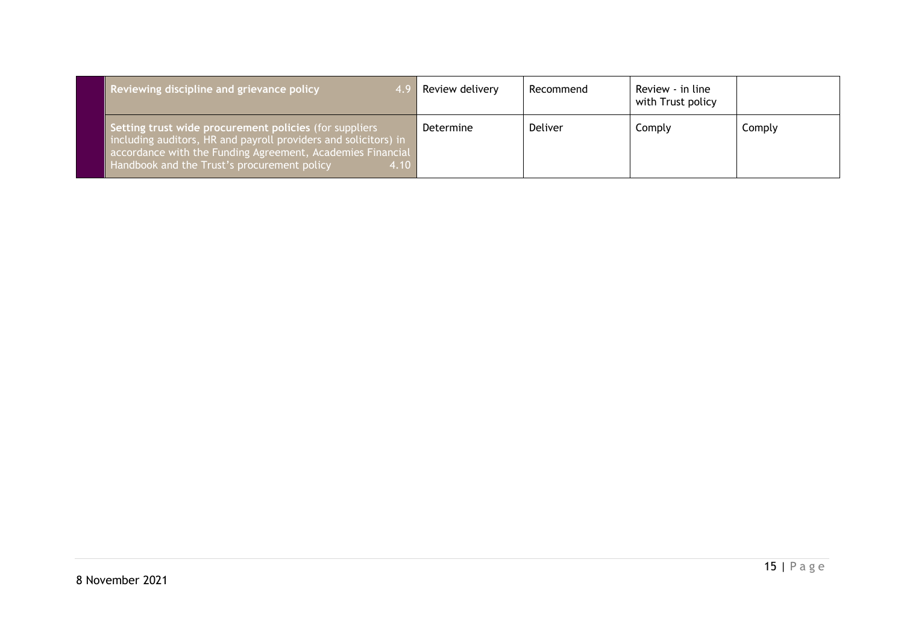| | | | | | |
|---|---|---|---|---|---|
| | **Reviewing discipline and grievance policy** 4.9 | Review delivery | Recommend | Review - in line with Trust policy | |
| | **Setting trust wide procurement policies** (for suppliers including auditors, HR and payroll providers and solicitors) in accordance with the Funding Agreement, Academies Financial Handbook and the Trust's procurement policy 4.10 | Determine | Deliver | Comply | Comply |

8 November 2021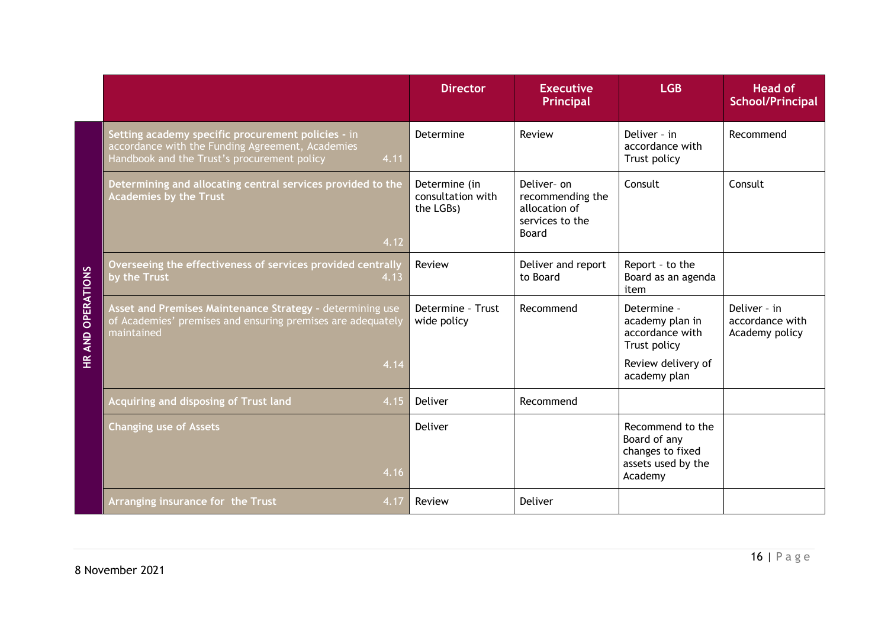| | | Director | Executive Principal | LGB | Head of School/Principal |
|---|---|---|---|---|---|
| HR AND OPERATIONS | **Setting academy specific procurement policies** - in accordance with the Funding Agreement, Academies Handbook and the Trust's procurement policy 4.11 | Determine | Review | Deliver - in accordance with Trust policy | Recommend |
| | **Determining and allocating central services provided to the Academies by the Trust** 4.12 | Determine (in consultation with the LGBs) | Deliver- on recommending the allocation of services to the Board | Consult | Consult |
| | **Overseeing the effectiveness of services provided centrally by the Trust** 4.13 | Review | Deliver and report to Board | Report - to the Board as an agenda item | |
| | **Asset and Premises Maintenance Strategy** - determining use of Academies' premises and ensuring premises are adequately maintained 4.14 | Determine - Trust wide policy | Recommend | Determine - academy plan in accordance with Trust policy<br><br>Review delivery of academy plan | Deliver - in accordance with Academy policy |
| | **Acquiring and disposing of Trust land** 4.15 | Deliver | Recommend | | |
| | **Changing use of Assets** 4.16 | Deliver | | Recommend to the Board of any changes to fixed assets used by the Academy | |
| | **Arranging insurance for the Trust** 4.17 | Review | Deliver | | |

8 November 2021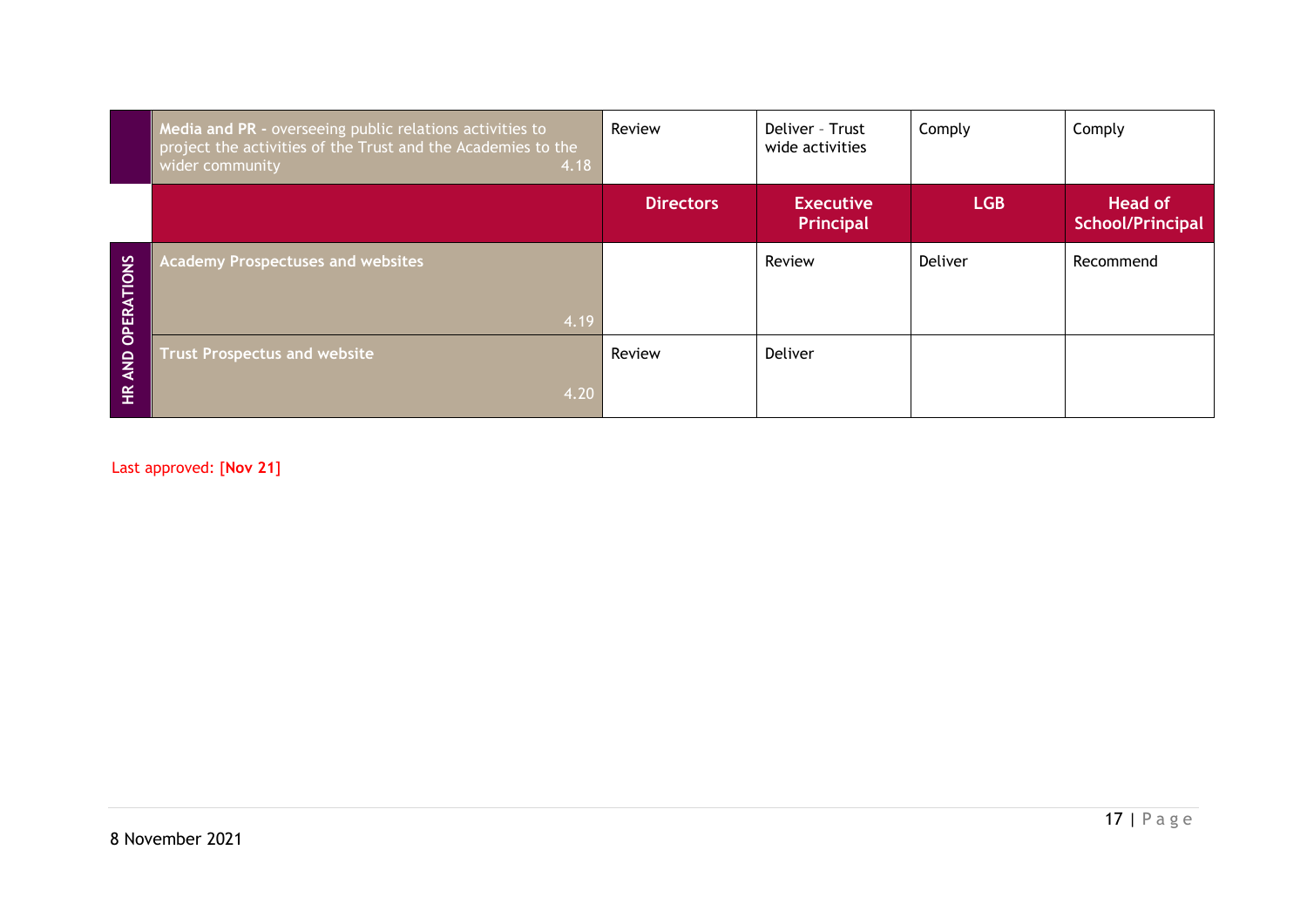| | | Directors | Executive Principal | LGB | Head of School/Principal |
|---|---|---|---|---|---|
| | **Media and PR -** overseeing public relations activities to project the activities of the Trust and the Academies to the wider community 4.18 | Review | Deliver – Trust wide activities | Comply | Comply |
| HR AND OPERATIONS | **Academy Prospectuses and websites** 4.19 | | Review | Deliver | Recommend |
| | **Trust Prospectus and website** 4.20 | Review | Deliver | | |

Last approved: **[Nov 21]**

8 November 2021